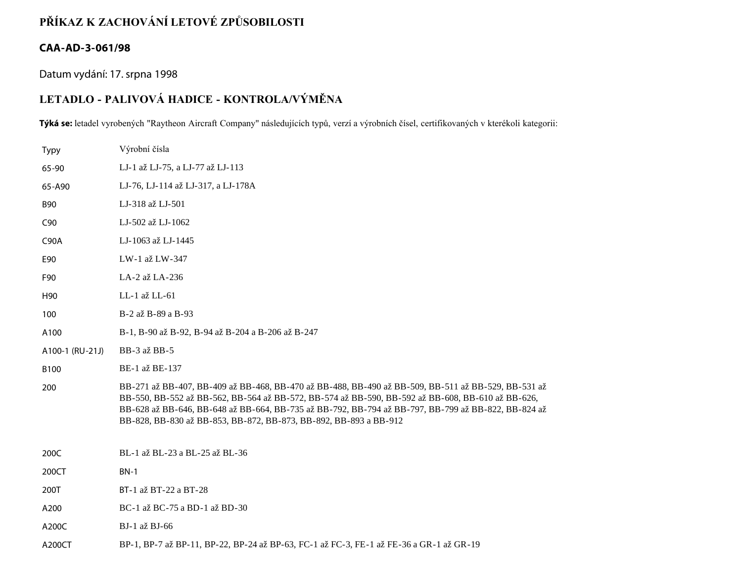# PŘÍKAZ K ZACHOVÁNÍ LETOVÉ ZPŮSOBILOSTI

## CAA-AD-3-061/98

Datum vydání: 17. srpna 1998

## LETADLO - PALIVOVÁ HADICE - KONTROLA/VÝMĚNA

**Týká se:** letadel vyrobených "Raytheon Aircraft Company" následujících typů, verzí a výrobních čísel, certifikovaných v kterékoli kategorii:

| Typy | Výrobní čísla |
|---|---|
| 65-90 | LJ-1 až LJ-75, a LJ-77 až LJ-113 |
| 65-A90 | LJ-76, LJ-114 až LJ-317, a LJ-178A |
| B90 | LJ-318 až LJ-501 |
| C90 | LJ-502 až LJ-1062 |
| C90A | LJ-1063 až LJ-1445 |
| E90 | LW-1 až LW-347 |
| F90 | LA-2 až LA-236 |
| H90 | LL-1 až LL-61 |
| 100 | B-2 až B-89 a B-93 |
| A100 | B-1, B-90 až B-92, B-94 až B-204 a B-206 až B-247 |
| A100-1 (RU-21J) | BB-3 až BB-5 |
| B100 | BE-1 až BE-137 |
| 200 | BB-271 až BB-407, BB-409 až BB-468, BB-470 až BB-488, BB-490 až BB-509, BB-511 až BB-529, BB-531 až BB-550, BB-552 až BB-562, BB-564 až BB-572, BB-574 až BB-590, BB-592 až BB-608, BB-610 až BB-626, BB-628 až BB-646, BB-648 až BB-664, BB-735 až BB-792, BB-794 až BB-797, BB-799 až BB-822, BB-824 až BB-828, BB-830 až BB-853, BB-872, BB-873, BB-892, BB-893 a BB-912 |
| 200C | BL-1 až BL-23 a BL-25 až BL-36 |
| 200CT | BN-1 |
| 200T | BT-1 až BT-22 a BT-28 |
| A200 | BC-1 až BC-75 a BD-1 až BD-30 |
| A200C | BJ-1 až BJ-66 |
| A200CT | BP-1, BP-7 až BP-11, BP-22, BP-24 až BP-63, FC-1 až FC-3, FE-1 až FE-36 a GR-1 až GR-19 |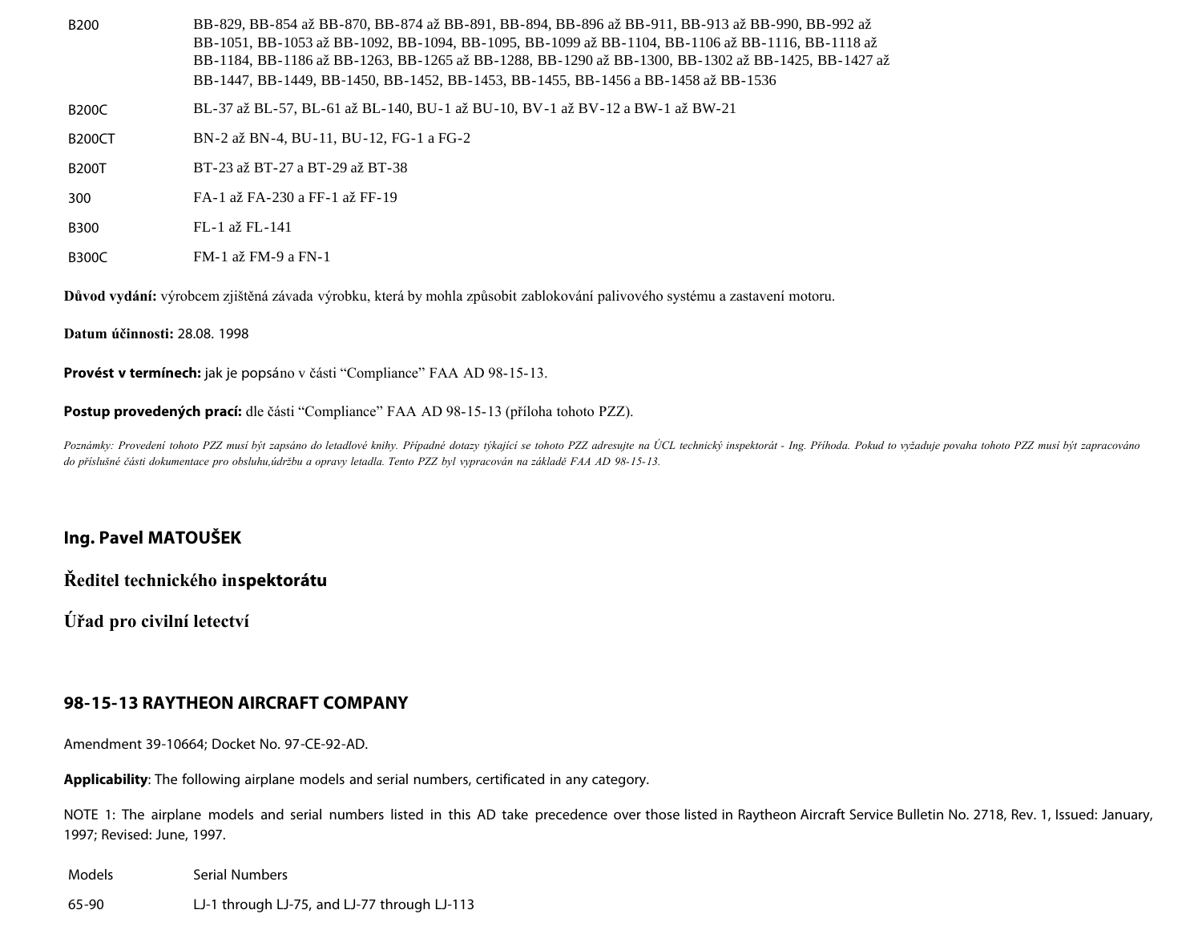| | |
|---|---|
| B200 | BB-829, BB-854 až BB-870, BB-874 až BB-891, BB-894, BB-896 až BB-911, BB-913 až BB-990, BB-992 až BB-1051, BB-1053 až BB-1092, BB-1094, BB-1095, BB-1099 až BB-1104, BB-1106 až BB-1116, BB-1118 až BB-1184, BB-1186 až BB-1263, BB-1265 až BB-1288, BB-1290 až BB-1300, BB-1302 až BB-1425, BB-1427 až BB-1447, BB-1449, BB-1450, BB-1452, BB-1453, BB-1455, BB-1456 a BB-1458 až BB-1536 |
| B200C | BL-37 až BL-57, BL-61 až BL-140, BU-1 až BU-10, BV-1 až BV-12 a BW-1 až BW-21 |
| B200CT | BN-2 až BN-4, BU-11, BU-12, FG-1 a FG-2 |
| B200T | BT-23 až BT-27 a BT-29 až BT-38 |
| 300 | FA-1 až FA-230 a FF-1 až FF-19 |
| B300 | FL-1 až FL-141 |
| B300C | FM-1 až FM-9 a FN-1 |

**Důvod vydání:** výrobcem zjištěná závada výrobku, která by mohla způsobit zablokování palivového systému a zastavení motoru.

**Datum účinnosti:** 28.08. 1998

**Provést v termínech:** jak je popsáno v části "Compliance" FAA AD 98-15-13.

**Postup provedených prací:** dle části "Compliance" FAA AD 98-15-13 (příloha tohoto PZZ).

*Poznámky: Provedení tohoto PZZ musí být zapsáno do letadlové knihy. Případné dotazy týkající se tohoto PZZ adresujte na ÚCL technický inspektorát - Ing. Příhoda. Pokud to vyžaduje povaha tohoto PZZ musí být zapracováno do příslušné části dokumentace pro obsluhu,údržbu a opravy letadla. Tento PZZ byl vypracován na základě FAA AD 98-15-13.*

**Ing. Pavel MATOUŠEK**

**Ředitel technického inspektorátu**

**Úřad pro civilní letectví**

## 98-15-13 RAYTHEON AIRCRAFT COMPANY

Amendment 39-10664; Docket No. 97-CE-92-AD.

**Applicability**: The following airplane models and serial numbers, certificated in any category.

NOTE 1: The airplane models and serial numbers listed in this AD take precedence over those listed in Raytheon Aircraft Service Bulletin No. 2718, Rev. 1, Issued: January, 1997; Revised: June, 1997.

| Models | Serial Numbers |
|---|---|
| 65-90 | LJ-1 through LJ-75, and LJ-77 through LJ-113 |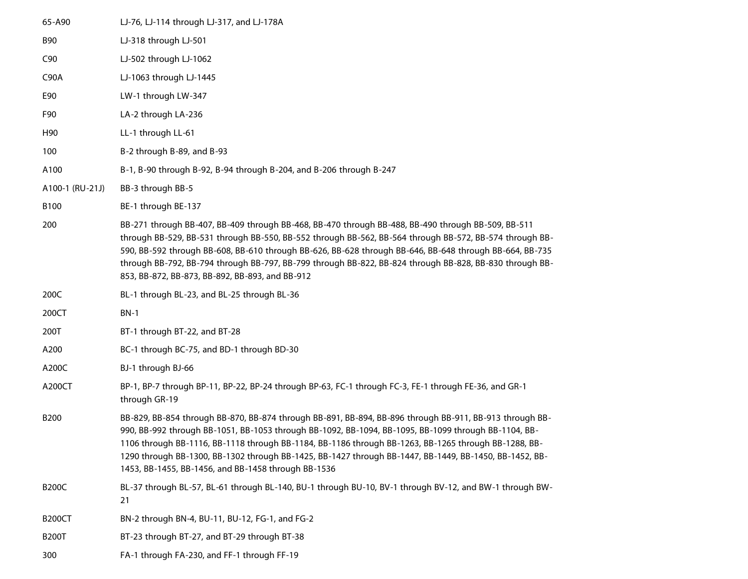| | |
|---|---|
| 65-A90 | LJ-76, LJ-114 through LJ-317, and LJ-178A |
| B90 | LJ-318 through LJ-501 |
| C90 | LJ-502 through LJ-1062 |
| C90A | LJ-1063 through LJ-1445 |
| E90 | LW-1 through LW-347 |
| F90 | LA-2 through LA-236 |
| H90 | LL-1 through LL-61 |
| 100 | B-2 through B-89, and B-93 |
| A100 | B-1, B-90 through B-92, B-94 through B-204, and B-206 through B-247 |
| A100-1 (RU-21J) | BB-3 through BB-5 |
| B100 | BE-1 through BE-137 |
| 200 | BB-271 through BB-407, BB-409 through BB-468, BB-470 through BB-488, BB-490 through BB-509, BB-511 through BB-529, BB-531 through BB-550, BB-552 through BB-562, BB-564 through BB-572, BB-574 through BB-590, BB-592 through BB-608, BB-610 through BB-626, BB-628 through BB-646, BB-648 through BB-664, BB-735 through BB-792, BB-794 through BB-797, BB-799 through BB-822, BB-824 through BB-828, BB-830 through BB-853, BB-872, BB-873, BB-892, BB-893, and BB-912 |
| 200C | BL-1 through BL-23, and BL-25 through BL-36 |
| 200CT | BN-1 |
| 200T | BT-1 through BT-22, and BT-28 |
| A200 | BC-1 through BC-75, and BD-1 through BD-30 |
| A200C | BJ-1 through BJ-66 |
| A200CT | BP-1, BP-7 through BP-11, BP-22, BP-24 through BP-63, FC-1 through FC-3, FE-1 through FE-36, and GR-1 through GR-19 |
| B200 | BB-829, BB-854 through BB-870, BB-874 through BB-891, BB-894, BB-896 through BB-911, BB-913 through BB-990, BB-992 through BB-1051, BB-1053 through BB-1092, BB-1094, BB-1095, BB-1099 through BB-1104, BB-1106 through BB-1116, BB-1118 through BB-1184, BB-1186 through BB-1263, BB-1265 through BB-1288, BB-1290 through BB-1300, BB-1302 through BB-1425, BB-1427 through BB-1447, BB-1449, BB-1450, BB-1452, BB-1453, BB-1455, BB-1456, and BB-1458 through BB-1536 |
| B200C | BL-37 through BL-57, BL-61 through BL-140, BU-1 through BU-10, BV-1 through BV-12, and BW-1 through BW-21 |
| B200CT | BN-2 through BN-4, BU-11, BU-12, FG-1, and FG-2 |
| B200T | BT-23 through BT-27, and BT-29 through BT-38 |
| 300 | FA-1 through FA-230, and FF-1 through FF-19 |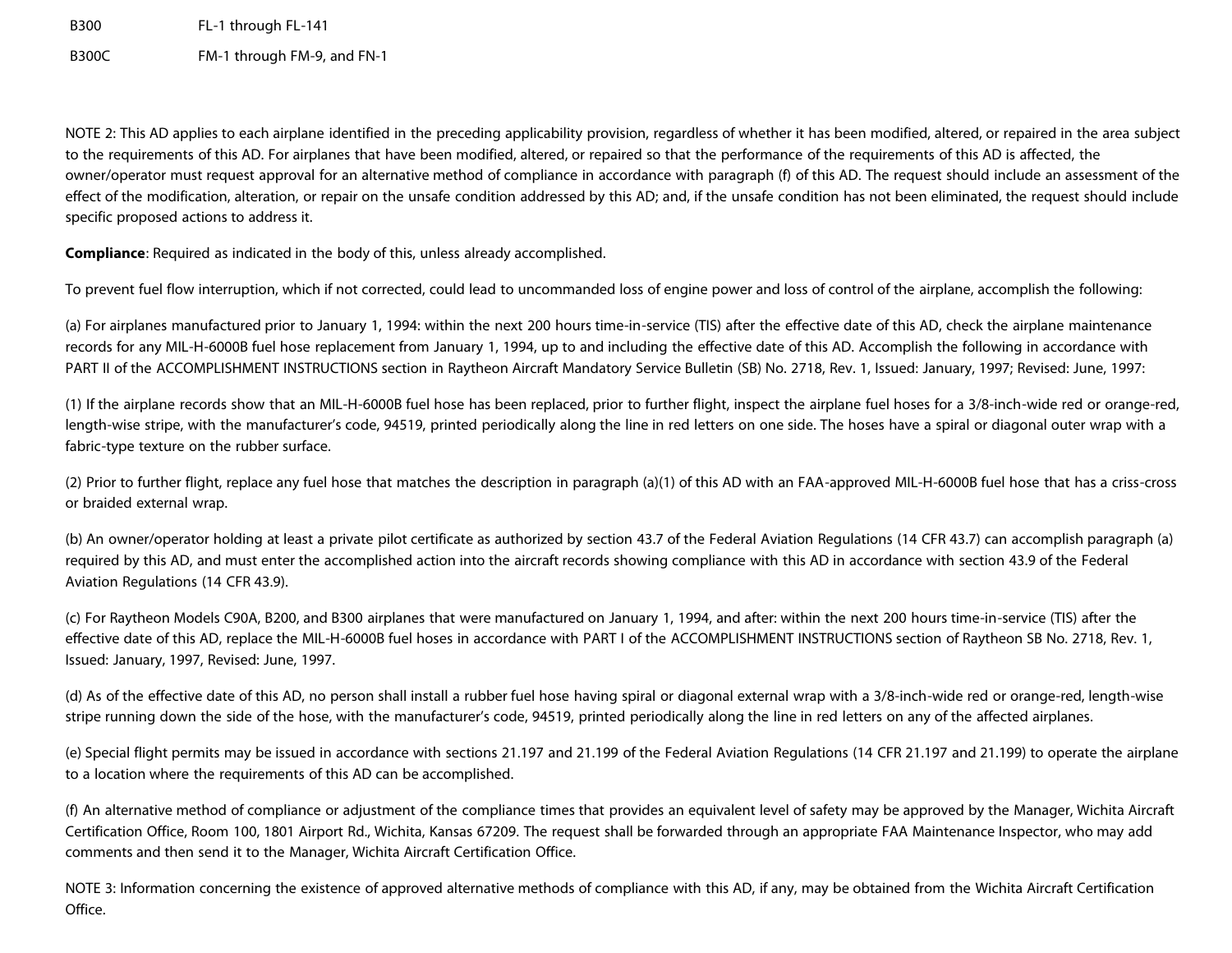| | |
|---|---|
| B300 | FL-1 through FL-141 |
| B300C | FM-1 through FM-9, and FN-1 |

NOTE 2: This AD applies to each airplane identified in the preceding applicability provision, regardless of whether it has been modified, altered, or repaired in the area subject to the requirements of this AD. For airplanes that have been modified, altered, or repaired so that the performance of the requirements of this AD is affected, the owner/operator must request approval for an alternative method of compliance in accordance with paragraph (f) of this AD. The request should include an assessment of the effect of the modification, alteration, or repair on the unsafe condition addressed by this AD; and, if the unsafe condition has not been eliminated, the request should include specific proposed actions to address it.

**Compliance**: Required as indicated in the body of this, unless already accomplished.

To prevent fuel flow interruption, which if not corrected, could lead to uncommanded loss of engine power and loss of control of the airplane, accomplish the following:

(a) For airplanes manufactured prior to January 1, 1994: within the next 200 hours time-in-service (TIS) after the effective date of this AD, check the airplane maintenance records for any MIL-H-6000B fuel hose replacement from January 1, 1994, up to and including the effective date of this AD. Accomplish the following in accordance with PART II of the ACCOMPLISHMENT INSTRUCTIONS section in Raytheon Aircraft Mandatory Service Bulletin (SB) No. 2718, Rev. 1, Issued: January, 1997; Revised: June, 1997:

(1) If the airplane records show that an MIL-H-6000B fuel hose has been replaced, prior to further flight, inspect the airplane fuel hoses for a 3/8-inch-wide red or orange-red, length-wise stripe, with the manufacturer's code, 94519, printed periodically along the line in red letters on one side. The hoses have a spiral or diagonal outer wrap with a fabric-type texture on the rubber surface.

(2) Prior to further flight, replace any fuel hose that matches the description in paragraph (a)(1) of this AD with an FAA-approved MIL-H-6000B fuel hose that has a criss-cross or braided external wrap.

(b) An owner/operator holding at least a private pilot certificate as authorized by section 43.7 of the Federal Aviation Regulations (14 CFR 43.7) can accomplish paragraph (a) required by this AD, and must enter the accomplished action into the aircraft records showing compliance with this AD in accordance with section 43.9 of the Federal Aviation Regulations (14 CFR 43.9).

(c) For Raytheon Models C90A, B200, and B300 airplanes that were manufactured on January 1, 1994, and after: within the next 200 hours time-in-service (TIS) after the effective date of this AD, replace the MIL-H-6000B fuel hoses in accordance with PART I of the ACCOMPLISHMENT INSTRUCTIONS section of Raytheon SB No. 2718, Rev. 1, Issued: January, 1997, Revised: June, 1997.

(d) As of the effective date of this AD, no person shall install a rubber fuel hose having spiral or diagonal external wrap with a 3/8-inch-wide red or orange-red, length-wise stripe running down the side of the hose, with the manufacturer's code, 94519, printed periodically along the line in red letters on any of the affected airplanes.

(e) Special flight permits may be issued in accordance with sections 21.197 and 21.199 of the Federal Aviation Regulations (14 CFR 21.197 and 21.199) to operate the airplane to a location where the requirements of this AD can be accomplished.

(f) An alternative method of compliance or adjustment of the compliance times that provides an equivalent level of safety may be approved by the Manager, Wichita Aircraft Certification Office, Room 100, 1801 Airport Rd., Wichita, Kansas 67209. The request shall be forwarded through an appropriate FAA Maintenance Inspector, who may add comments and then send it to the Manager, Wichita Aircraft Certification Office.

NOTE 3: Information concerning the existence of approved alternative methods of compliance with this AD, if any, may be obtained from the Wichita Aircraft Certification Office.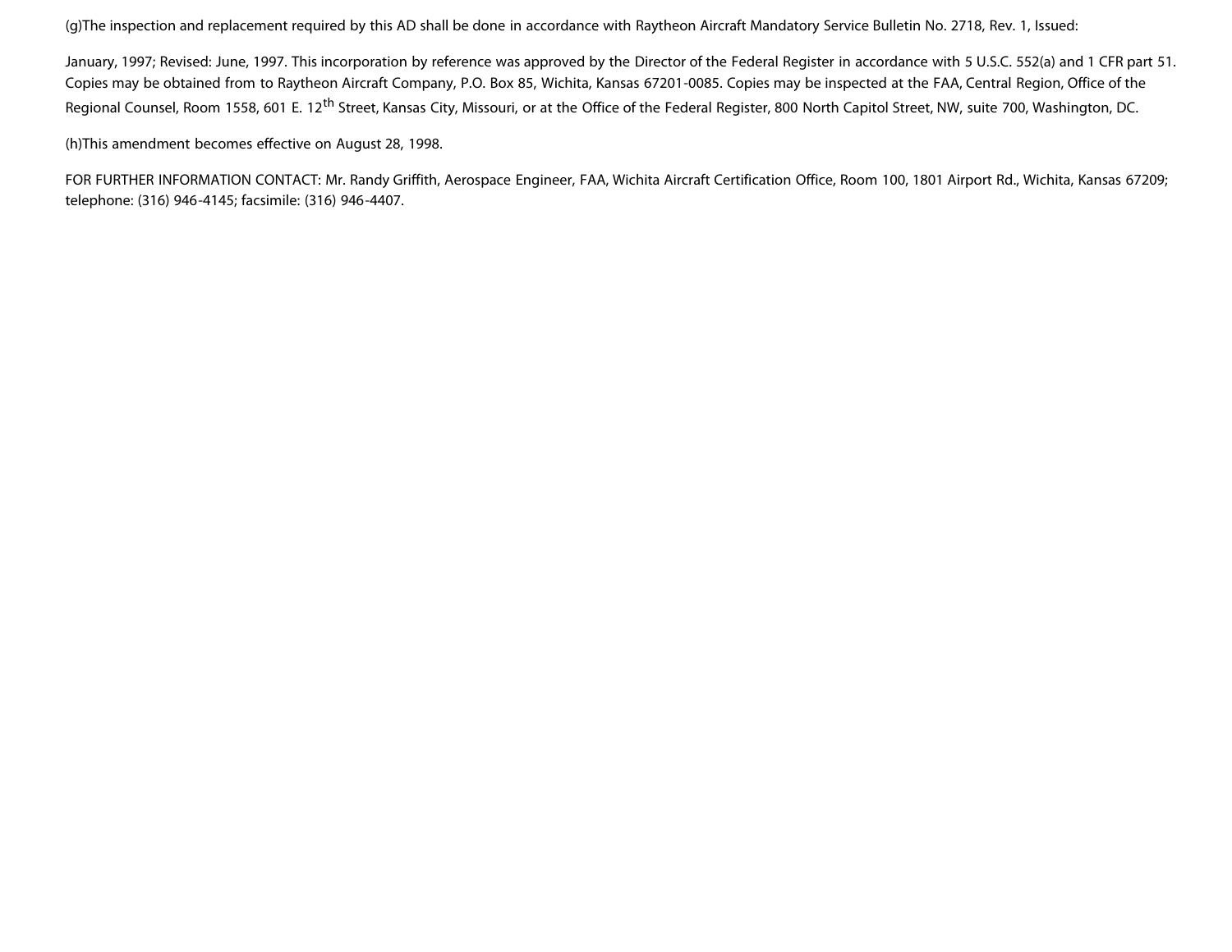(g)The inspection and replacement required by this AD shall be done in accordance with Raytheon Aircraft Mandatory Service Bulletin No. 2718, Rev. 1, Issued:

January, 1997; Revised: June, 1997. This incorporation by reference was approved by the Director of the Federal Register in accordance with 5 U.S.C. 552(a) and 1 CFR part 51. Copies may be obtained from to Raytheon Aircraft Company, P.O. Box 85, Wichita, Kansas 67201-0085. Copies may be inspected at the FAA, Central Region, Office of the Regional Counsel, Room 1558, 601 E. 12th Street, Kansas City, Missouri, or at the Office of the Federal Register, 800 North Capitol Street, NW, suite 700, Washington, DC.

(h)This amendment becomes effective on August 28, 1998.

FOR FURTHER INFORMATION CONTACT: Mr. Randy Griffith, Aerospace Engineer, FAA, Wichita Aircraft Certification Office, Room 100, 1801 Airport Rd., Wichita, Kansas 67209; telephone: (316) 946-4145; facsimile: (316) 946-4407.